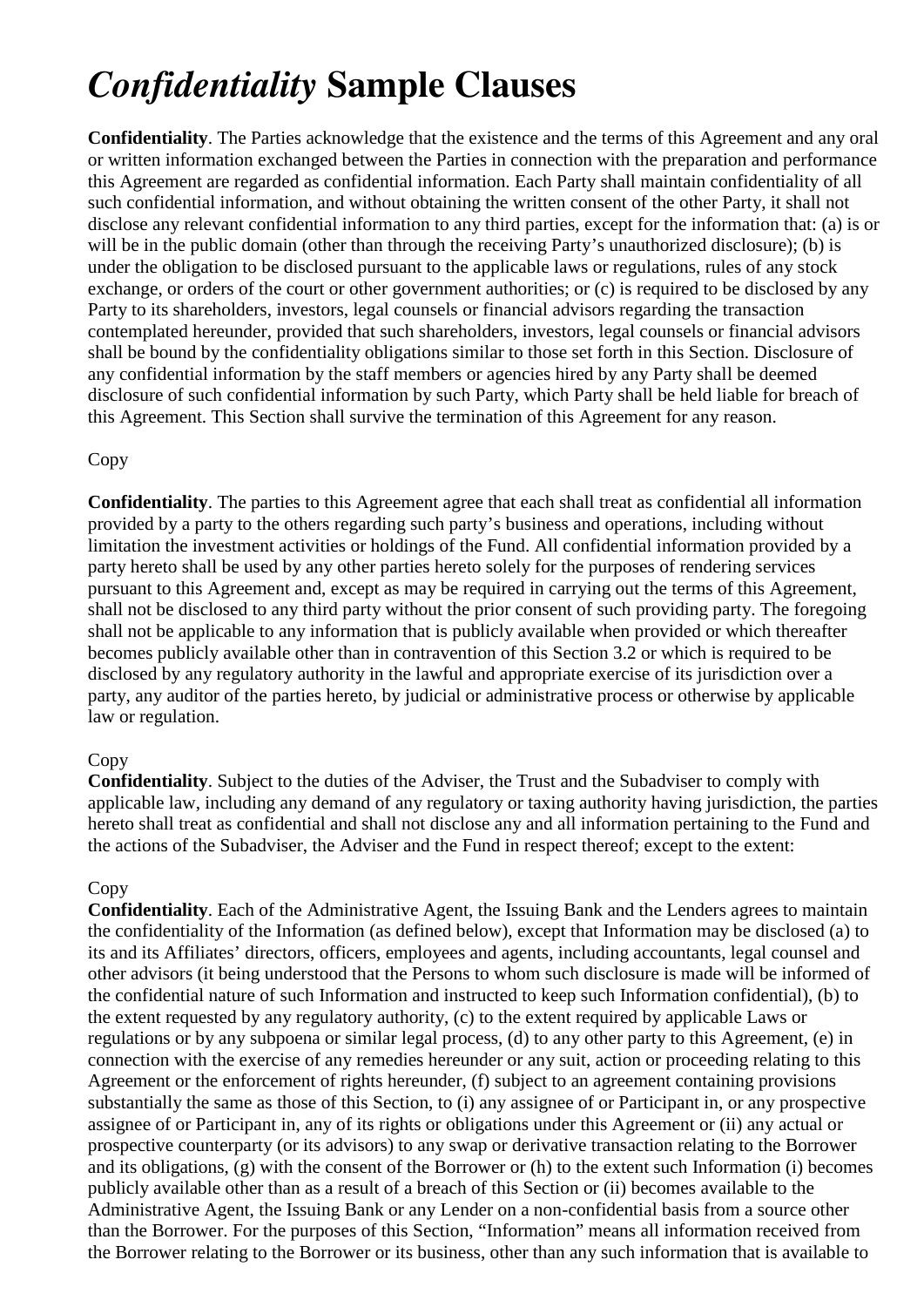# *Confidentiality* Sample Clauses

**Confidentiality**. The Parties acknowledge that the existence and the terms of this Agreement and any oral or written information exchanged between the Parties in connection with the preparation and performance this Agreement are regarded as confidential information. Each Party shall maintain confidentiality of all such confidential information, and without obtaining the written consent of the other Party, it shall not disclose any relevant confidential information to any third parties, except for the information that: (a) is or will be in the public domain (other than through the receiving Party's unauthorized disclosure); (b) is under the obligation to be disclosed pursuant to the applicable laws or regulations, rules of any stock exchange, or orders of the court or other government authorities; or (c) is required to be disclosed by any Party to its shareholders, investors, legal counsels or financial advisors regarding the transaction contemplated hereunder, provided that such shareholders, investors, legal counsels or financial advisors shall be bound by the confidentiality obligations similar to those set forth in this Section. Disclosure of any confidential information by the staff members or agencies hired by any Party shall be deemed disclosure of such confidential information by such Party, which Party shall be held liable for breach of this Agreement. This Section shall survive the termination of this Agreement for any reason.

Copy

**Confidentiality**. The parties to this Agreement agree that each shall treat as confidential all information provided by a party to the others regarding such party's business and operations, including without limitation the investment activities or holdings of the Fund. All confidential information provided by a party hereto shall be used by any other parties hereto solely for the purposes of rendering services pursuant to this Agreement and, except as may be required in carrying out the terms of this Agreement, shall not be disclosed to any third party without the prior consent of such providing party. The foregoing shall not be applicable to any information that is publicly available when provided or which thereafter becomes publicly available other than in contravention of this Section 3.2 or which is required to be disclosed by any regulatory authority in the lawful and appropriate exercise of its jurisdiction over a party, any auditor of the parties hereto, by judicial or administrative process or otherwise by applicable law or regulation.

Copy

**Confidentiality**. Subject to the duties of the Adviser, the Trust and the Subadviser to comply with applicable law, including any demand of any regulatory or taxing authority having jurisdiction, the parties hereto shall treat as confidential and shall not disclose any and all information pertaining to the Fund and the actions of the Subadviser, the Adviser and the Fund in respect thereof; except to the extent:

Copy

**Confidentiality**. Each of the Administrative Agent, the Issuing Bank and the Lenders agrees to maintain the confidentiality of the Information (as defined below), except that Information may be disclosed (a) to its and its Affiliates' directors, officers, employees and agents, including accountants, legal counsel and other advisors (it being understood that the Persons to whom such disclosure is made will be informed of the confidential nature of such Information and instructed to keep such Information confidential), (b) to the extent requested by any regulatory authority, (c) to the extent required by applicable Laws or regulations or by any subpoena or similar legal process, (d) to any other party to this Agreement, (e) in connection with the exercise of any remedies hereunder or any suit, action or proceeding relating to this Agreement or the enforcement of rights hereunder, (f) subject to an agreement containing provisions substantially the same as those of this Section, to (i) any assignee of or Participant in, or any prospective assignee of or Participant in, any of its rights or obligations under this Agreement or (ii) any actual or prospective counterparty (or its advisors) to any swap or derivative transaction relating to the Borrower and its obligations, (g) with the consent of the Borrower or (h) to the extent such Information (i) becomes publicly available other than as a result of a breach of this Section or (ii) becomes available to the Administrative Agent, the Issuing Bank or any Lender on a non-confidential basis from a source other than the Borrower. For the purposes of this Section, "Information" means all information received from the Borrower relating to the Borrower or its business, other than any such information that is available to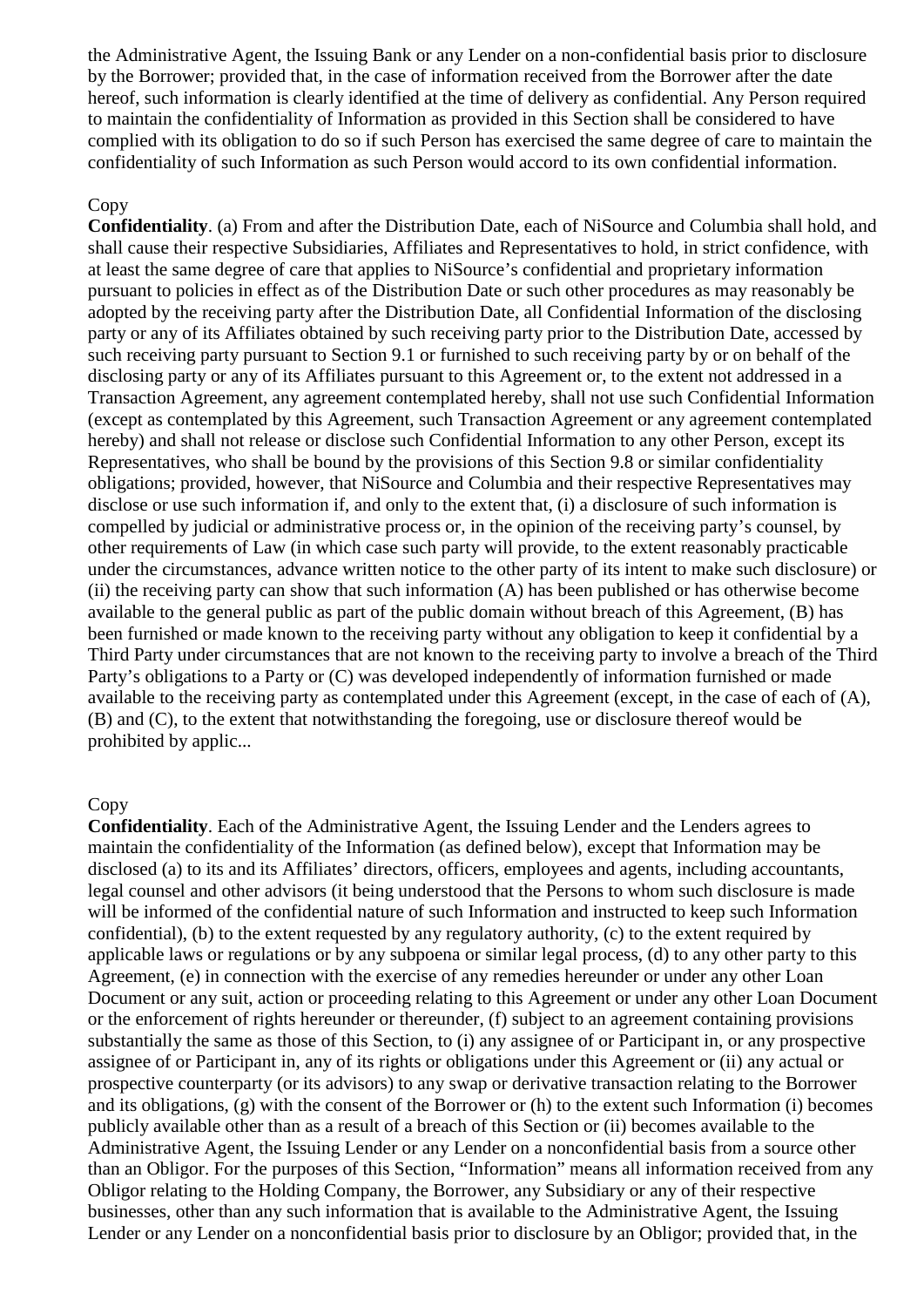the Administrative Agent, the Issuing Bank or any Lender on a non-confidential basis prior to disclosure by the Borrower; provided that, in the case of information received from the Borrower after the date hereof, such information is clearly identified at the time of delivery as confidential. Any Person required to maintain the confidentiality of Information as provided in this Section shall be considered to have complied with its obligation to do so if such Person has exercised the same degree of care to maintain the confidentiality of such Information as such Person would accord to its own confidential information.

Copy

**Confidentiality**. (a) From and after the Distribution Date, each of NiSource and Columbia shall hold, and shall cause their respective Subsidiaries, Affiliates and Representatives to hold, in strict confidence, with at least the same degree of care that applies to NiSource's confidential and proprietary information pursuant to policies in effect as of the Distribution Date or such other procedures as may reasonably be adopted by the receiving party after the Distribution Date, all Confidential Information of the disclosing party or any of its Affiliates obtained by such receiving party prior to the Distribution Date, accessed by such receiving party pursuant to Section 9.1 or furnished to such receiving party by or on behalf of the disclosing party or any of its Affiliates pursuant to this Agreement or, to the extent not addressed in a Transaction Agreement, any agreement contemplated hereby, shall not use such Confidential Information (except as contemplated by this Agreement, such Transaction Agreement or any agreement contemplated hereby) and shall not release or disclose such Confidential Information to any other Person, except its Representatives, who shall be bound by the provisions of this Section 9.8 or similar confidentiality obligations; provided, however, that NiSource and Columbia and their respective Representatives may disclose or use such information if, and only to the extent that, (i) a disclosure of such information is compelled by judicial or administrative process or, in the opinion of the receiving party's counsel, by other requirements of Law (in which case such party will provide, to the extent reasonably practicable under the circumstances, advance written notice to the other party of its intent to make such disclosure) or (ii) the receiving party can show that such information (A) has been published or has otherwise become available to the general public as part of the public domain without breach of this Agreement, (B) has been furnished or made known to the receiving party without any obligation to keep it confidential by a Third Party under circumstances that are not known to the receiving party to involve a breach of the Third Party's obligations to a Party or (C) was developed independently of information furnished or made available to the receiving party as contemplated under this Agreement (except, in the case of each of (A), (B) and (C), to the extent that notwithstanding the foregoing, use or disclosure thereof would be prohibited by applic...

Copy

**Confidentiality**. Each of the Administrative Agent, the Issuing Lender and the Lenders agrees to maintain the confidentiality of the Information (as defined below), except that Information may be disclosed (a) to its and its Affiliates' directors, officers, employees and agents, including accountants, legal counsel and other advisors (it being understood that the Persons to whom such disclosure is made will be informed of the confidential nature of such Information and instructed to keep such Information confidential), (b) to the extent requested by any regulatory authority, (c) to the extent required by applicable laws or regulations or by any subpoena or similar legal process, (d) to any other party to this Agreement, (e) in connection with the exercise of any remedies hereunder or under any other Loan Document or any suit, action or proceeding relating to this Agreement or under any other Loan Document or the enforcement of rights hereunder or thereunder, (f) subject to an agreement containing provisions substantially the same as those of this Section, to (i) any assignee of or Participant in, or any prospective assignee of or Participant in, any of its rights or obligations under this Agreement or (ii) any actual or prospective counterparty (or its advisors) to any swap or derivative transaction relating to the Borrower and its obligations, (g) with the consent of the Borrower or (h) to the extent such Information (i) becomes publicly available other than as a result of a breach of this Section or (ii) becomes available to the Administrative Agent, the Issuing Lender or any Lender on a nonconfidential basis from a source other than an Obligor. For the purposes of this Section, "Information" means all information received from any Obligor relating to the Holding Company, the Borrower, any Subsidiary or any of their respective businesses, other than any such information that is available to the Administrative Agent, the Issuing Lender or any Lender on a nonconfidential basis prior to disclosure by an Obligor; provided that, in the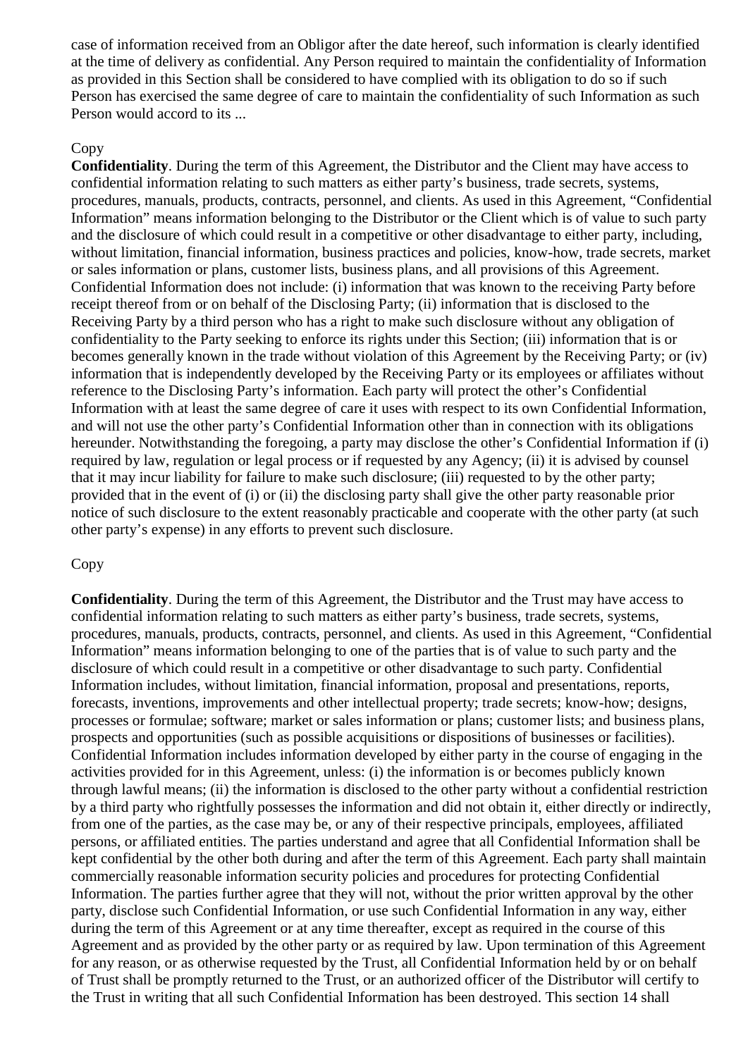case of information received from an Obligor after the date hereof, such information is clearly identified at the time of delivery as confidential. Any Person required to maintain the confidentiality of Information as provided in this Section shall be considered to have complied with its obligation to do so if such Person has exercised the same degree of care to maintain the confidentiality of such Information as such Person would accord to its ...

Copy

**Confidentiality**. During the term of this Agreement, the Distributor and the Client may have access to confidential information relating to such matters as either party's business, trade secrets, systems, procedures, manuals, products, contracts, personnel, and clients. As used in this Agreement, "Confidential Information" means information belonging to the Distributor or the Client which is of value to such party and the disclosure of which could result in a competitive or other disadvantage to either party, including, without limitation, financial information, business practices and policies, know-how, trade secrets, market or sales information or plans, customer lists, business plans, and all provisions of this Agreement. Confidential Information does not include: (i) information that was known to the receiving Party before receipt thereof from or on behalf of the Disclosing Party; (ii) information that is disclosed to the Receiving Party by a third person who has a right to make such disclosure without any obligation of confidentiality to the Party seeking to enforce its rights under this Section; (iii) information that is or becomes generally known in the trade without violation of this Agreement by the Receiving Party; or (iv) information that is independently developed by the Receiving Party or its employees or affiliates without reference to the Disclosing Party's information. Each party will protect the other's Confidential Information with at least the same degree of care it uses with respect to its own Confidential Information, and will not use the other party's Confidential Information other than in connection with its obligations hereunder. Notwithstanding the foregoing, a party may disclose the other's Confidential Information if (i) required by law, regulation or legal process or if requested by any Agency; (ii) it is advised by counsel that it may incur liability for failure to make such disclosure; (iii) requested to by the other party; provided that in the event of (i) or (ii) the disclosing party shall give the other party reasonable prior notice of such disclosure to the extent reasonably practicable and cooperate with the other party (at such other party's expense) in any efforts to prevent such disclosure.

Copy

**Confidentiality**. During the term of this Agreement, the Distributor and the Trust may have access to confidential information relating to such matters as either party's business, trade secrets, systems, procedures, manuals, products, contracts, personnel, and clients. As used in this Agreement, "Confidential Information" means information belonging to one of the parties that is of value to such party and the disclosure of which could result in a competitive or other disadvantage to such party. Confidential Information includes, without limitation, financial information, proposal and presentations, reports, forecasts, inventions, improvements and other intellectual property; trade secrets; know-how; designs, processes or formulae; software; market or sales information or plans; customer lists; and business plans, prospects and opportunities (such as possible acquisitions or dispositions of businesses or facilities). Confidential Information includes information developed by either party in the course of engaging in the activities provided for in this Agreement, unless: (i) the information is or becomes publicly known through lawful means; (ii) the information is disclosed to the other party without a confidential restriction by a third party who rightfully possesses the information and did not obtain it, either directly or indirectly, from one of the parties, as the case may be, or any of their respective principals, employees, affiliated persons, or affiliated entities. The parties understand and agree that all Confidential Information shall be kept confidential by the other both during and after the term of this Agreement. Each party shall maintain commercially reasonable information security policies and procedures for protecting Confidential Information. The parties further agree that they will not, without the prior written approval by the other party, disclose such Confidential Information, or use such Confidential Information in any way, either during the term of this Agreement or at any time thereafter, except as required in the course of this Agreement and as provided by the other party or as required by law. Upon termination of this Agreement for any reason, or as otherwise requested by the Trust, all Confidential Information held by or on behalf of Trust shall be promptly returned to the Trust, or an authorized officer of the Distributor will certify to the Trust in writing that all such Confidential Information has been destroyed. This section 14 shall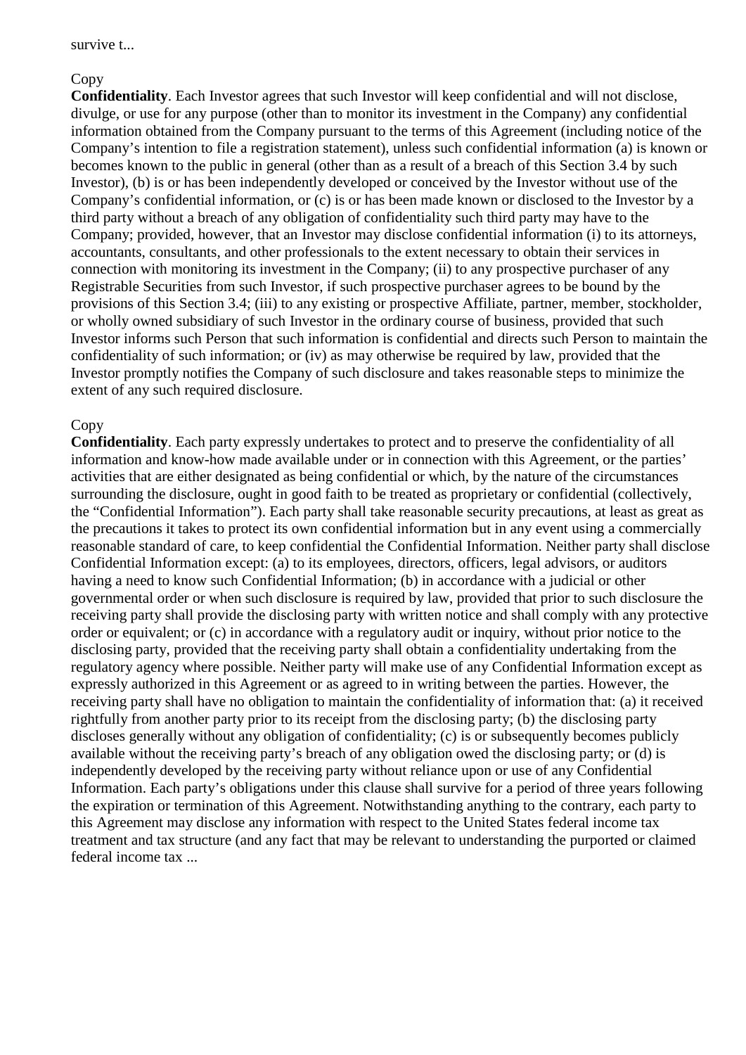survive t...

Copy

**Confidentiality**. Each Investor agrees that such Investor will keep confidential and will not disclose, divulge, or use for any purpose (other than to monitor its investment in the Company) any confidential information obtained from the Company pursuant to the terms of this Agreement (including notice of the Company's intention to file a registration statement), unless such confidential information (a) is known or becomes known to the public in general (other than as a result of a breach of this Section 3.4 by such Investor), (b) is or has been independently developed or conceived by the Investor without use of the Company's confidential information, or (c) is or has been made known or disclosed to the Investor by a third party without a breach of any obligation of confidentiality such third party may have to the Company; provided, however, that an Investor may disclose confidential information (i) to its attorneys, accountants, consultants, and other professionals to the extent necessary to obtain their services in connection with monitoring its investment in the Company; (ii) to any prospective purchaser of any Registrable Securities from such Investor, if such prospective purchaser agrees to be bound by the provisions of this Section 3.4; (iii) to any existing or prospective Affiliate, partner, member, stockholder, or wholly owned subsidiary of such Investor in the ordinary course of business, provided that such Investor informs such Person that such information is confidential and directs such Person to maintain the confidentiality of such information; or (iv) as may otherwise be required by law, provided that the Investor promptly notifies the Company of such disclosure and takes reasonable steps to minimize the extent of any such required disclosure.

Copy

**Confidentiality**. Each party expressly undertakes to protect and to preserve the confidentiality of all information and know-how made available under or in connection with this Agreement, or the parties' activities that are either designated as being confidential or which, by the nature of the circumstances surrounding the disclosure, ought in good faith to be treated as proprietary or confidential (collectively, the "Confidential Information"). Each party shall take reasonable security precautions, at least as great as the precautions it takes to protect its own confidential information but in any event using a commercially reasonable standard of care, to keep confidential the Confidential Information. Neither party shall disclose Confidential Information except: (a) to its employees, directors, officers, legal advisors, or auditors having a need to know such Confidential Information; (b) in accordance with a judicial or other governmental order or when such disclosure is required by law, provided that prior to such disclosure the receiving party shall provide the disclosing party with written notice and shall comply with any protective order or equivalent; or (c) in accordance with a regulatory audit or inquiry, without prior notice to the disclosing party, provided that the receiving party shall obtain a confidentiality undertaking from the regulatory agency where possible. Neither party will make use of any Confidential Information except as expressly authorized in this Agreement or as agreed to in writing between the parties. However, the receiving party shall have no obligation to maintain the confidentiality of information that: (a) it received rightfully from another party prior to its receipt from the disclosing party; (b) the disclosing party discloses generally without any obligation of confidentiality; (c) is or subsequently becomes publicly available without the receiving party's breach of any obligation owed the disclosing party; or (d) is independently developed by the receiving party without reliance upon or use of any Confidential Information. Each party's obligations under this clause shall survive for a period of three years following the expiration or termination of this Agreement. Notwithstanding anything to the contrary, each party to this Agreement may disclose any information with respect to the United States federal income tax treatment and tax structure (and any fact that may be relevant to understanding the purported or claimed federal income tax ...